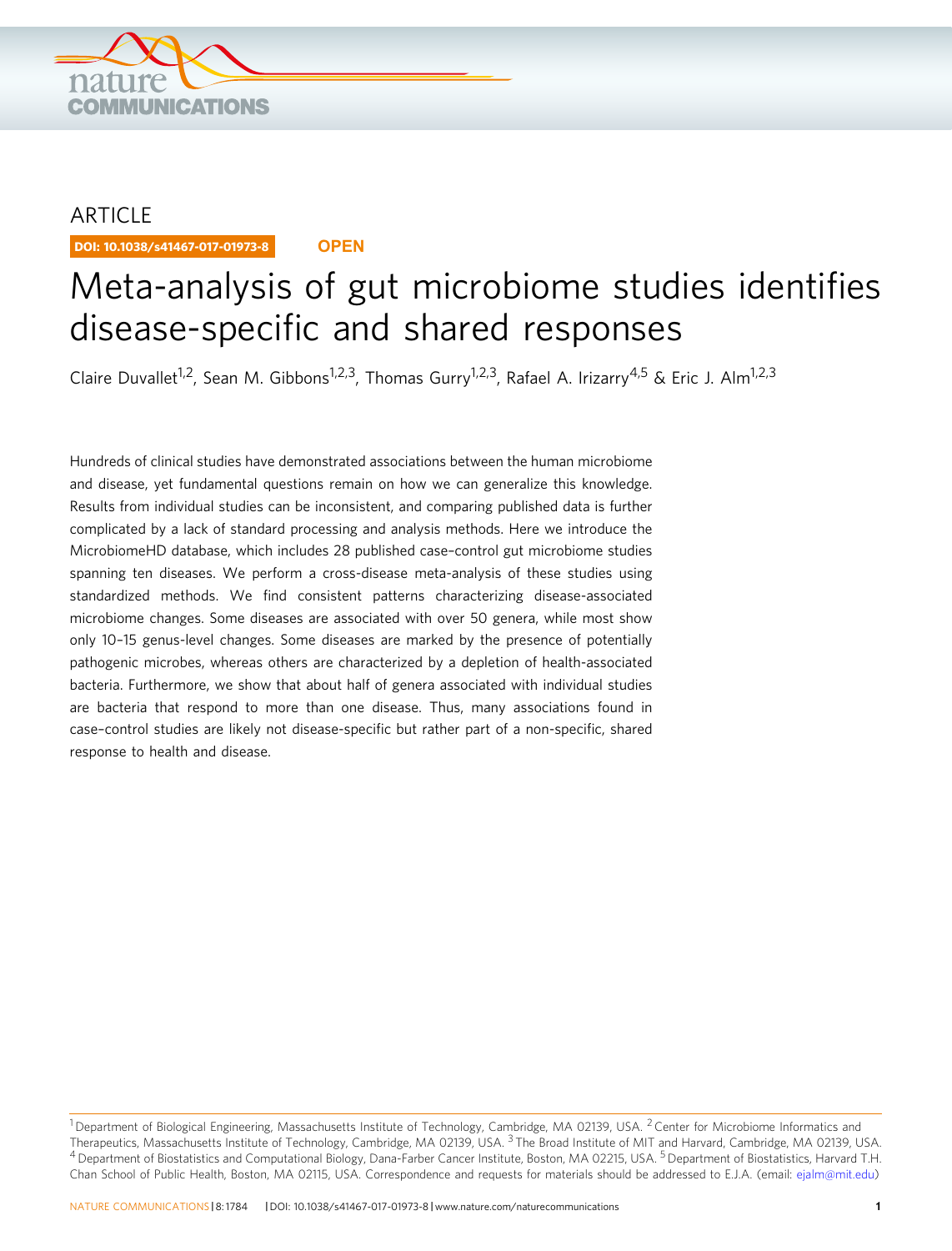ARTICLE

DOI: 10.1038/s41467-017-01973-8 **OPEN**

# Meta-analysis of gut microbiome studies identifies disease-specific and shared responses

Claire Duvallet[1,2], Sean M. Gibbons[1,2,3], Thomas Gurry[1,2,3], Rafael A. Irizarry[4,5] & Eric J. Alm[1,2,3]

Hundreds of clinical studies have demonstrated associations between the human microbiome and disease, yet fundamental questions remain on how we can generalize this knowledge. Results from individual studies can be inconsistent, and comparing published data is further complicated by a lack of standard processing and analysis methods. Here we introduce the MicrobiomeHD database, which includes 28 published case–control gut microbiome studies spanning ten diseases. We perform a cross-disease meta-analysis of these studies using standardized methods. We find consistent patterns characterizing disease-associated microbiome changes. Some diseases are associated with over 50 genera, while most show only 10–15 genus-level changes. Some diseases are marked by the presence of potentially pathogenic microbes, whereas others are characterized by a depletion of health-associated bacteria. Furthermore, we show that about half of genera associated with individual studies are bacteria that respond to more than one disease. Thus, many associations found in case–control studies are likely not disease-specific but rather part of a non-specific, shared response to health and disease.

[1] Department of Biological Engineering, Massachusetts Institute of Technology, Cambridge, MA 02139, USA. [2] Center for Microbiome Informatics and Therapeutics, Massachusetts Institute of Technology, Cambridge, MA 02139, USA. [3] The Broad Institute of MIT and Harvard, Cambridge, MA 02139, USA. [4] Department of Biostatistics and Computational Biology, Dana-Farber Cancer Institute, Boston, MA 02215, USA. [5] Department of Biostatistics, Harvard T.H. Chan School of Public Health, Boston, MA 02115, USA. Correspondence and requests for materials should be addressed to E.J.A. (email: ejalm@mit.edu)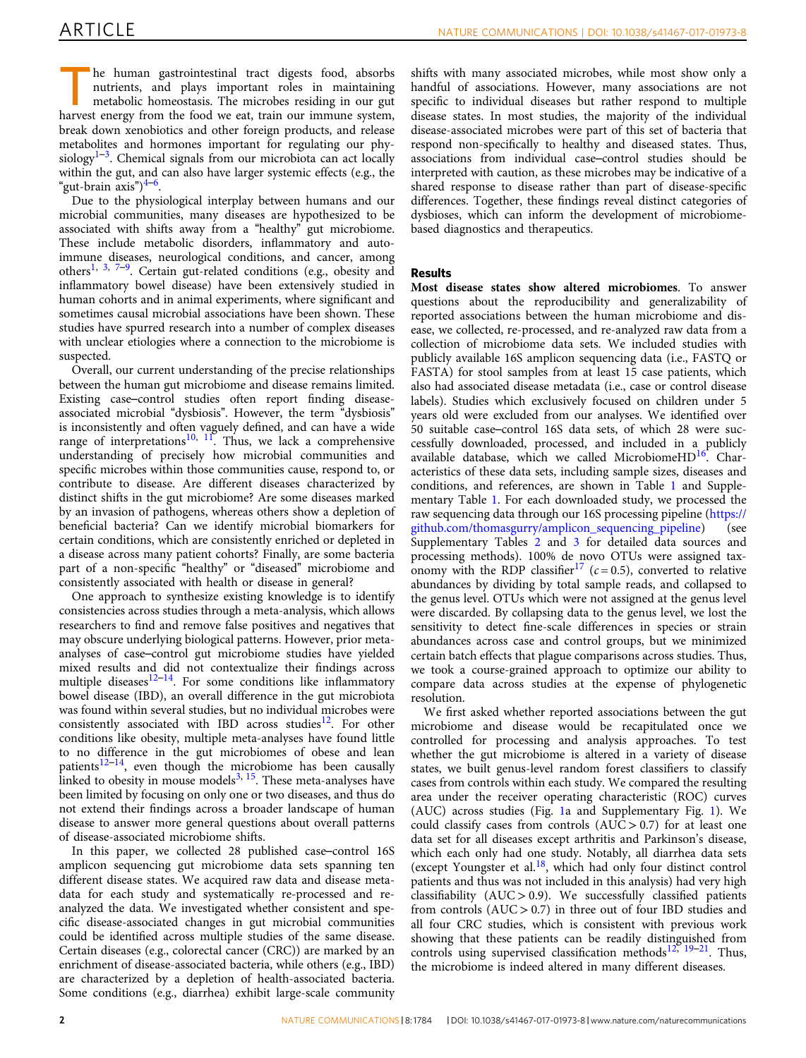The human gastrointestinal tract digests food, absorbs nutrients, and plays important roles in maintaining metabolic homeostasis. The microbes residing in our gut harvest energy from the food we eat, train our immune system, break down xenobiotics and other foreign products, and release metabolites and hormones important for regulating our physiology[1–3]. Chemical signals from our microbiota can act locally within the gut, and can also have larger systemic effects (e.g., the "gut-brain axis")[4–6].

Due to the physiological interplay between humans and our microbial communities, many diseases are hypothesized to be associated with shifts away from a "healthy" gut microbiome. These include metabolic disorders, inflammatory and autoimmune diseases, neurological conditions, and cancer, among others[1, 3, 7–9]. Certain gut-related conditions (e.g., obesity and inflammatory bowel disease) have been extensively studied in human cohorts and in animal experiments, where significant and sometimes causal microbial associations have been shown. These studies have spurred research into a number of complex diseases with unclear etiologies where a connection to the microbiome is suspected.

Overall, our current understanding of the precise relationships between the human gut microbiome and disease remains limited. Existing case–control studies often report finding disease-associated microbial "dysbiosis". However, the term "dysbiosis" is inconsistently and often vaguely defined, and can have a wide range of interpretations[10, 11]. Thus, we lack a comprehensive understanding of precisely how microbial communities and specific microbes within those communities cause, respond to, or contribute to disease. Are different diseases characterized by distinct shifts in the gut microbiome? Are some diseases marked by an invasion of pathogens, whereas others show a depletion of beneficial bacteria? Can we identify microbial biomarkers for certain conditions, which are consistently enriched or depleted in a disease across many patient cohorts? Finally, are some bacteria part of a non-specific "healthy" or "diseased" microbiome and consistently associated with health or disease in general?

One approach to synthesize existing knowledge is to identify consistencies across studies through a meta-analysis, which allows researchers to find and remove false positives and negatives that may obscure underlying biological patterns. However, prior meta-analyses of case–control gut microbiome studies have yielded mixed results and did not contextualize their findings across multiple diseases[12–14]. For some conditions like inflammatory bowel disease (IBD), an overall difference in the gut microbiota was found within several studies, but no individual microbes were consistently associated with IBD across studies[12]. For other conditions like obesity, multiple meta-analyses have found little to no difference in the gut microbiomes of obese and lean patients[12–14], even though the microbiome has been causally linked to obesity in mouse models[3, 15]. These meta-analyses have been limited by focusing on only one or two diseases, and thus do not extend their findings across a broader landscape of human disease to answer more general questions about overall patterns of disease-associated microbiome shifts.

In this paper, we collected 28 published case–control 16S amplicon sequencing gut microbiome data sets spanning ten different disease states. We acquired raw data and disease metadata for each study and systematically re-processed and re-analyzed the data. We investigated whether consistent and specific disease-associated changes in gut microbial communities could be identified across multiple studies of the same disease. Certain diseases (e.g., colorectal cancer (CRC)) are marked by an enrichment of disease-associated bacteria, while others (e.g., IBD) are characterized by a depletion of health-associated bacteria. Some conditions (e.g., diarrhea) exhibit large-scale community shifts with many associated microbes, while most show only a handful of associations. However, many associations are not specific to individual diseases but rather respond to multiple disease states. In most studies, the majority of the individual disease-associated microbes were part of this set of bacteria that respond non-specifically to healthy and diseased states. Thus, associations from individual case–control studies should be interpreted with caution, as these microbes may be indicative of a shared response to disease rather than part of disease-specific differences. Together, these findings reveal distinct categories of dysbioses, which can inform the development of microbiome-based diagnostics and therapeutics.

## Results

**Most disease states show altered microbiomes**. To answer questions about the reproducibility and generalizability of reported associations between the human microbiome and disease, we collected, re-processed, and re-analyzed raw data from a collection of microbiome data sets. We included studies with publicly available 16S amplicon sequencing data (i.e., FASTQ or FASTA) for stool samples from at least 15 case patients, which also had associated disease metadata (i.e., case or control disease labels). Studies which exclusively focused on children under 5 years old were excluded from our analyses. We identified over 50 suitable case–control 16S data sets, of which 28 were successfully downloaded, processed, and included in a publicly available database, which we called MicrobiomeHD[16]. Characteristics of these data sets, including sample sizes, diseases and conditions, and references, are shown in Table 1 and Supplementary Table 1. For each downloaded study, we processed the raw sequencing data through our 16S processing pipeline (https://github.com/thomasgurry/amplicon_sequencing_pipeline) (see Supplementary Tables 2 and 3 for detailed data sources and processing methods). 100% de novo OTUs were assigned taxonomy with the RDP classifier[17] ($c = 0.5$), converted to relative abundances by dividing by total sample reads, and collapsed to the genus level. OTUs which were not assigned at the genus level were discarded. By collapsing data to the genus level, we lost the sensitivity to detect fine-scale differences in species or strain abundances across case and control groups, but we minimized certain batch effects that plague comparisons across studies. Thus, we took a course-grained approach to optimize our ability to compare data across studies at the expense of phylogenetic resolution.

We first asked whether reported associations between the gut microbiome and disease would be recapitulated once we controlled for processing and analysis approaches. To test whether the gut microbiome is altered in a variety of disease states, we built genus-level random forest classifiers to classify cases from controls within each study. We compared the resulting area under the receiver operating characteristic (ROC) curves (AUC) across studies (Fig. 1a and Supplementary Fig. 1). We could classify cases from controls (AUC > 0.7) for at least one data set for all diseases except arthritis and Parkinson's disease, which each only had one study. Notably, all diarrhea data sets (except Youngster et al.[18], which had only four distinct control patients and thus was not included in this analysis) had very high classifiability (AUC > 0.9). We successfully classified patients from controls (AUC > 0.7) in three out of four IBD studies and all four CRC studies, which is consistent with previous work showing that these patients can be readily distinguished from controls using supervised classification methods[12, 19–21]. Thus, the microbiome is indeed altered in many different diseases.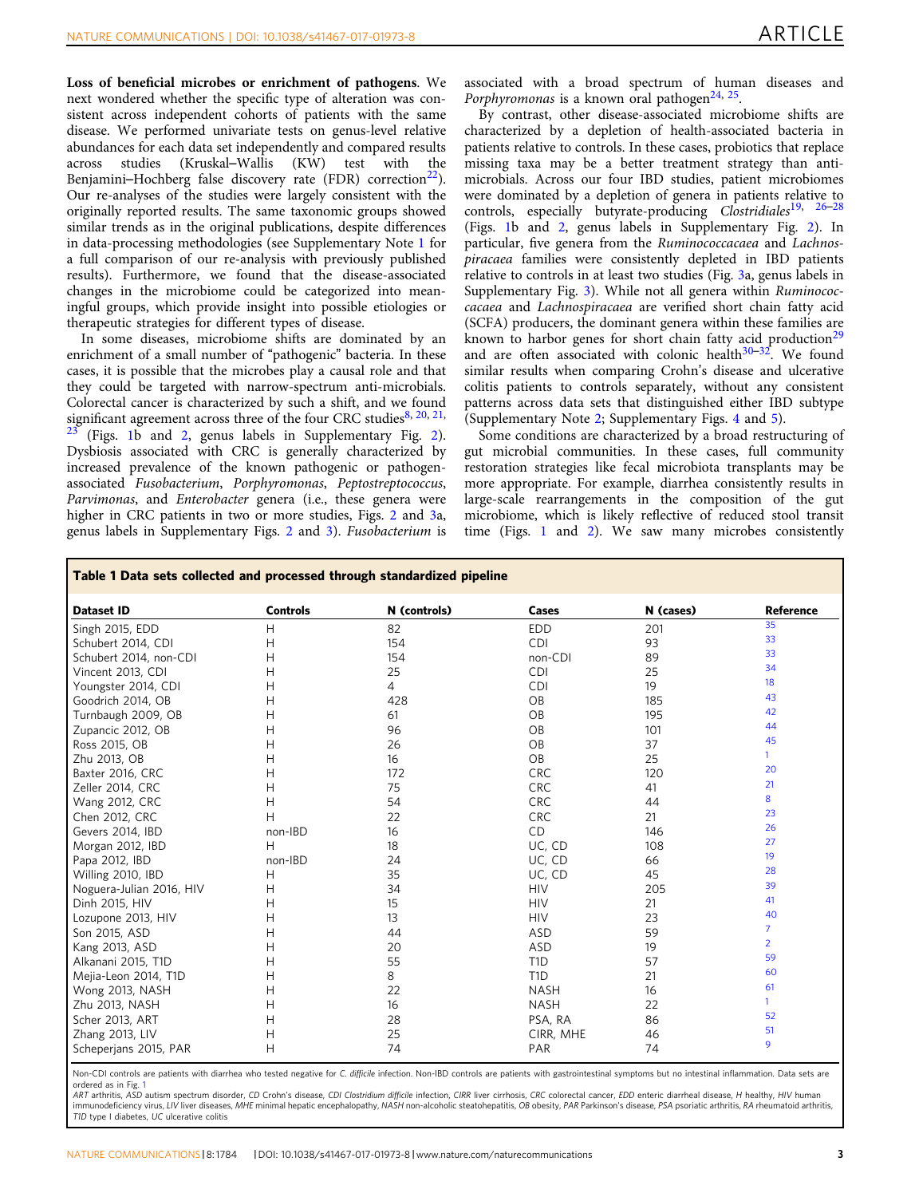**Loss of beneficial microbes or enrichment of pathogens**. We next wondered whether the specific type of alteration was consistent across independent cohorts of patients with the same disease. We performed univariate tests on genus-level relative abundances for each data set independently and compared results across studies (Kruskal–Wallis (KW) test with the Benjamini–Hochberg false discovery rate (FDR) correction[22]). Our re-analyses of the studies were largely consistent with the originally reported results. The same taxonomic groups showed similar trends as in the original publications, despite differences in data-processing methodologies (see Supplementary Note 1 for a full comparison of our re-analysis with previously published results). Furthermore, we found that the disease-associated changes in the microbiome could be categorized into meaningful groups, which provide insight into possible etiologies or therapeutic strategies for different types of disease.

In some diseases, microbiome shifts are dominated by an enrichment of a small number of "pathogenic" bacteria. In these cases, it is possible that the microbes play a causal role and that they could be targeted with narrow-spectrum anti-microbials. Colorectal cancer is characterized by such a shift, and we found significant agreement across three of the four CRC studies[8, 20, 21, 23] (Figs. 1b and 2, genus labels in Supplementary Fig. 2). Dysbiosis associated with CRC is generally characterized by increased prevalence of the known pathogenic or pathogen-associated *Fusobacterium*, *Porphyromonas*, *Peptostreptococcus*, *Parvimonas*, and *Enterobacter* genera (i.e., these genera were higher in CRC patients in two or more studies, Figs. 2 and 3a, genus labels in Supplementary Figs. 2 and 3). *Fusobacterium* is associated with a broad spectrum of human diseases and *Porphyromonas* is a known oral pathogen[24, 25].

By contrast, other disease-associated microbiome shifts are characterized by a depletion of health-associated bacteria in patients relative to controls. In these cases, probiotics that replace missing taxa may be a better treatment strategy than anti-microbials. Across our IBD studies, patient microbiomes were dominated by a depletion of genera in patients relative to controls, especially butyrate-producing *Clostridiales*[19, 26–28] (Figs. 1b and 2, genus labels in Supplementary Fig. 2). In particular, five genera from the *Ruminococcaceae* and *Lachnospiraceae* families were consistently depleted in IBD patients relative to controls in at least two studies (Fig. 3a, genus labels in Supplementary Fig. 3). While not all genera within *Ruminococcaceae* and *Lachnospiraceae* are verified short chain fatty acid (SCFA) producers, the dominant genera within these families are known to harbor genes for short chain fatty acid production[29] and are often associated with colonic health[30–32]. We found similar results when comparing Crohn's disease and ulcerative colitis patients to controls separately, without any consistent patterns across data sets that distinguished either IBD subtype (Supplementary Note 2; Supplementary Figs. 4 and 5).

Some conditions are characterized by a broad restructuring of gut microbial communities. In these cases, full community restoration strategies like fecal microbiota transplants may be more appropriate. For example, diarrhea consistently results in large-scale rearrangements in the composition of the gut microbiome, which is likely reflective of reduced stool transit time (Figs. 1 and 2). We saw many microbes consistently

**Table 1 Data sets collected and processed through standardized pipeline**

| Dataset ID | Controls | N (controls) | Cases | N (cases) | Reference |
|---|---|---|---|---|---|
| Singh 2015, EDD | H | 82 | EDD | 201 | 35 |
| Schubert 2014, CDI | H | 154 | CDI | 93 | 33 |
| Schubert 2014, non-CDI | H | 154 | non-CDI | 89 | 33 |
| Vincent 2013, CDI | H | 25 | CDI | 25 | 34 |
| Youngster 2014, CDI | H | 4 | CDI | 19 | 18 |
| Goodrich 2014, OB | H | 428 | OB | 185 | 43 |
| Turnbaugh 2009, OB | H | 61 | OB | 195 | 42 |
| Zupancic 2012, OB | H | 96 | OB | 101 | 44 |
| Ross 2015, OB | H | 26 | OB | 37 | 45 |
| Zhu 2013, OB | H | 16 | OB | 25 | 1 |
| Baxter 2016, CRC | H | 172 | CRC | 120 | 20 |
| Zeller 2014, CRC | H | 75 | CRC | 41 | 21 |
| Wang 2012, CRC | H | 54 | CRC | 44 | 8 |
| Chen 2012, CRC | H | 22 | CRC | 21 | 23 |
| Gevers 2014, IBD | non-IBD | 16 | CD | 146 | 26 |
| Morgan 2012, IBD | H | 18 | UC, CD | 108 | 27 |
| Papa 2012, IBD | non-IBD | 24 | UC, CD | 66 | 19 |
| Willing 2010, IBD | H | 35 | UC, CD | 45 | 28 |
| Noguera-Julian 2016, HIV | H | 34 | HIV | 205 | 39 |
| Dinh 2015, HIV | H | 15 | HIV | 21 | 41 |
| Lozupone 2013, HIV | H | 13 | HIV | 23 | 40 |
| Son 2015, ASD | H | 44 | ASD | 59 | 7 |
| Kang 2013, ASD | H | 20 | ASD | 19 | 2 |
| Alkanani 2015, T1D | H | 55 | T1D | 57 | 59 |
| Mejia-Leon 2014, T1D | H | 8 | T1D | 21 | 60 |
| Wong 2013, NASH | H | 22 | NASH | 16 | 61 |
| Zhu 2013, NASH | H | 16 | NASH | 22 | 1 |
| Scher 2013, ART | H | 28 | PSA, RA | 86 | 52 |
| Zhang 2013, LIV | H | 25 | CIRR, MHE | 46 | 51 |
| Scheperjans 2015, PAR | H | 74 | PAR | 74 | 9 |

Non-CDI controls are patients with diarrhea who tested negative for *C. difficile* infection. Non-IBD controls are patients with gastrointestinal symptoms but no intestinal inflammation. Data sets are ordered as in Fig. 1

*ART* arthritis, *ASD* autism spectrum disorder, *CD* Crohn's disease, *CDI Clostridium difficile* infection, *CIRR* liver cirrhosis, *CRC* colorectal cancer, *EDD* enteric diarrheal disease, *H* healthy, *HIV* human immunodeficiency virus, *LIV* liver diseases, *MHE* minimal hepatic encephalopathy, *NASH* non-alcoholic steatohepatitis, *OB* obesity, *PAR* Parkinson's disease, *PSA* psoriatic arthritis, *RA* rheumatoid arthritis, *T1D* type I diabetes, *UC* ulcerative colitis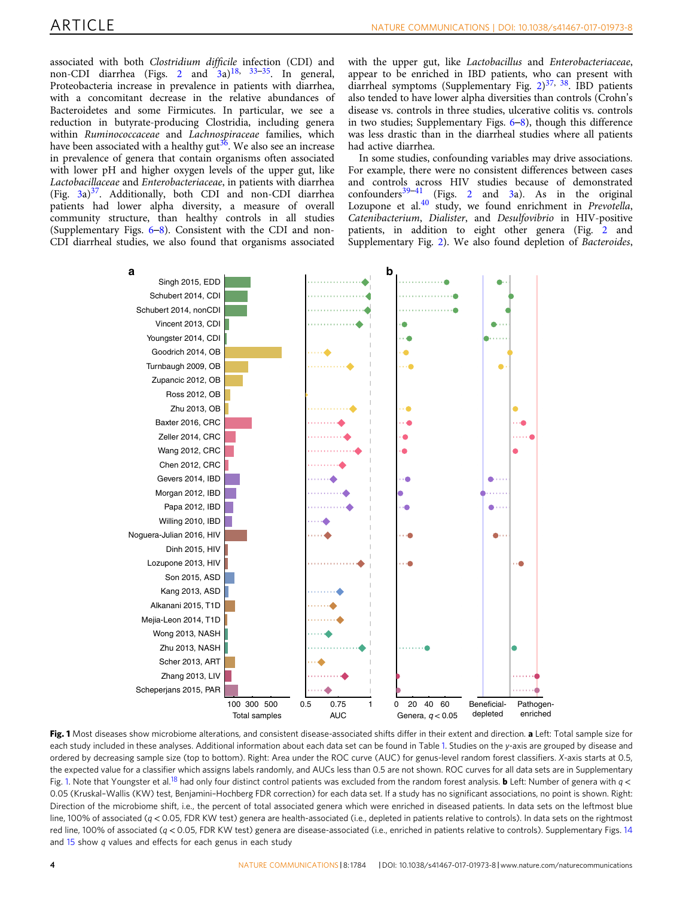associated with both *Clostridium difficile* infection (CDI) and non-CDI diarrhea (Figs. 2 and 3a)[18, 33–35]. In general, Proteobacteria increase in prevalence in patients with diarrhea, with a concomitant decrease in the relative abundances of Bacteroidetes and some Firmicutes. In particular, we see a reduction in butyrate-producing Clostridia, including genera within *Ruminococcaceae* and *Lachnospiraceae* families, which have been associated with a healthy gut[36]. We also see an increase in prevalence of genera that contain organisms often associated with lower pH and higher oxygen levels of the upper gut, like *Lactobacillaceae* and *Enterobacteriaceae*, in patients with diarrhea (Fig. 3a)[37]. Additionally, both CDI and non-CDI diarrhea patients had lower alpha diversity, a measure of overall community structure, than healthy controls in all studies (Supplementary Figs. 6–8). Consistent with the CDI and non-CDI diarrheal studies, we also found that organisms associated with the upper gut, like *Lactobacillus* and *Enterobacteriaceae*, appear to be enriched in IBD patients, who can present with diarrheal symptoms (Supplementary Fig. 2)[37, 38]. IBD patients also tended to have lower alpha diversities than controls (Crohn's disease vs. controls in three studies, ulcerative colitis vs. controls in two studies; Supplementary Figs. 6–8), though this difference was less drastic than in the diarrheal studies where all patients had active diarrhea.

In some studies, confounding variables may drive associations. For example, there were no consistent differences between cases and controls across HIV studies because of demonstrated confounders[39–41] (Figs. 2 and 3a). As in the original Lozupone et al.[40] study, we found enrichment in *Prevotella*, *Catenibacterium*, *Dialister*, and *Desulfovibrio* in HIV-positive patients, in addition to eight other genera (Fig. 2 and Supplementary Fig. 2). We also found depletion of *Bacteroides*,

**Fig. 1** Most diseases show microbiome alterations, and consistent disease-associated shifts differ in their extent and direction. **a** Left: Total sample size for each study included in these analyses. Additional information about each data set can be found in Table 1. Studies on the *y*-axis are grouped by disease and ordered by decreasing sample size (top to bottom). Right: Area under the ROC curve (AUC) for genus-level random forest classifiers. *X*-axis starts at 0.5, the expected value for a classifier which assigns labels randomly, and AUCs less than 0.5 are not shown. ROC curves for all data sets are in Supplementary Fig. 1. Note that Youngster et al.[18] had only four distinct control patients was excluded from the random forest analysis. **b** Left: Number of genera with $q < 0.05$ (Kruskal–Wallis (KW) test, Benjamini–Hochberg FDR correction) for each data set. If a study has no significant associations, no point is shown. Right: Direction of the microbiome shift, i.e., the percent of total associated genera which were enriched in diseased patients. In data sets on the leftmost blue line, 100% of associated ($q < 0.05$, FDR KW test) genera are health-associated (i.e., depleted in patients relative to controls). In data sets on the rightmost red line, 100% of associated ($q < 0.05$, FDR KW test) genera are disease-associated (i.e., enriched in patients relative to controls). Supplementary Figs. 14 and 15 show *q* values and effects for each genus in each study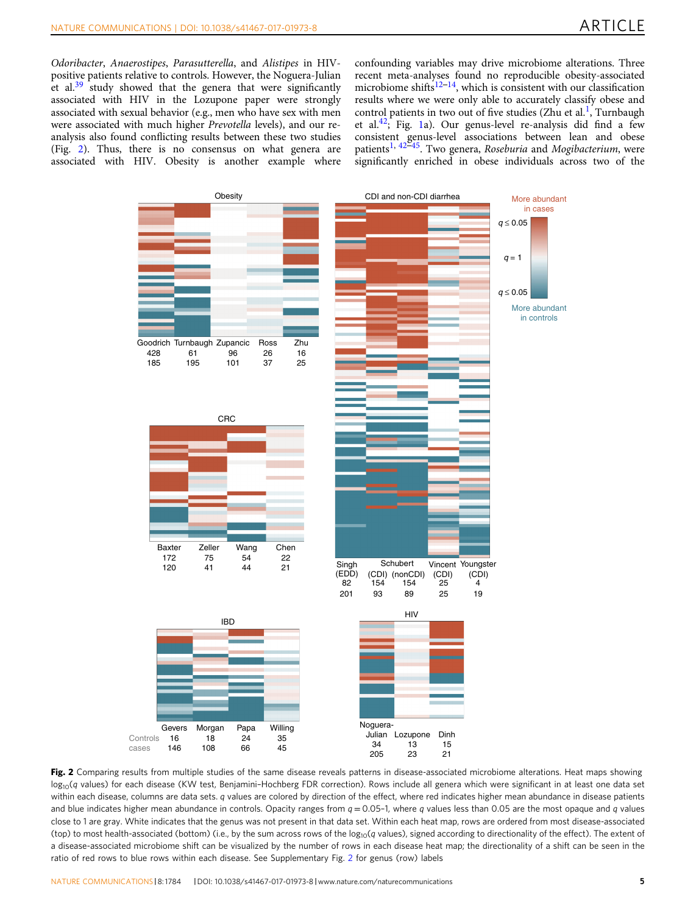*Odoribacter*, *Anaerostipes*, *Parasutterella*, and *Alistipes* in HIV-positive patients relative to controls. However, the Noguera-Julian et al.[39] study showed that the genera that were significantly associated with HIV in the Lozupone paper were strongly associated with sexual behavior (e.g., men who have sex with men were associated with much higher *Prevotella* levels), and our re-analysis also found conflicting results between these two studies (Fig. 2). Thus, there is no consensus on what genera are associated with HIV. Obesity is another example where confounding variables may drive microbiome alterations. Three recent meta-analyses found no reproducible obesity-associated microbiome shifts[12–14], which is consistent with our classification results where we were only able to accurately classify obese and control patients in two out of five studies (Zhu et al.[1], Turnbaugh et al.[42]; Fig. 1a). Our genus-level re-analysis did find a few consistent genus-level associations between lean and obese patients[1, 42–45]. Two genera, *Roseburia* and *Mogibacterium*, were significantly enriched in obese individuals across two of the

**Fig. 2** Comparing results from multiple studies of the same disease reveals patterns in disease-associated microbiome alterations. Heat maps showing $\log_{10}$($q$ values) for each disease (KW test, Benjamini–Hochberg FDR correction). Rows include all genera which were significant in at least one data set within each disease, columns are data sets. $q$ values are colored by direction of the effect, where red indicates higher mean abundance in disease patients and blue indicates higher mean abundance in controls. Opacity ranges from $q = 0.05$–1, where $q$ values less than 0.05 are the most opaque and $q$ values close to 1 are gray. White indicates that the genus was not present in that data set. Within each heat map, rows are ordered from most disease-associated (top) to most health-associated (bottom) (i.e., by the sum across rows of the $\log_{10}$($q$ values), signed according to directionality of the effect). The extent of a disease-associated microbiome shift can be visualized by the number of rows in each disease heat map; the directionality of a shift can be seen in the ratio of red rows to blue rows within each disease. See Supplementary Fig. 2 for genus (row) labels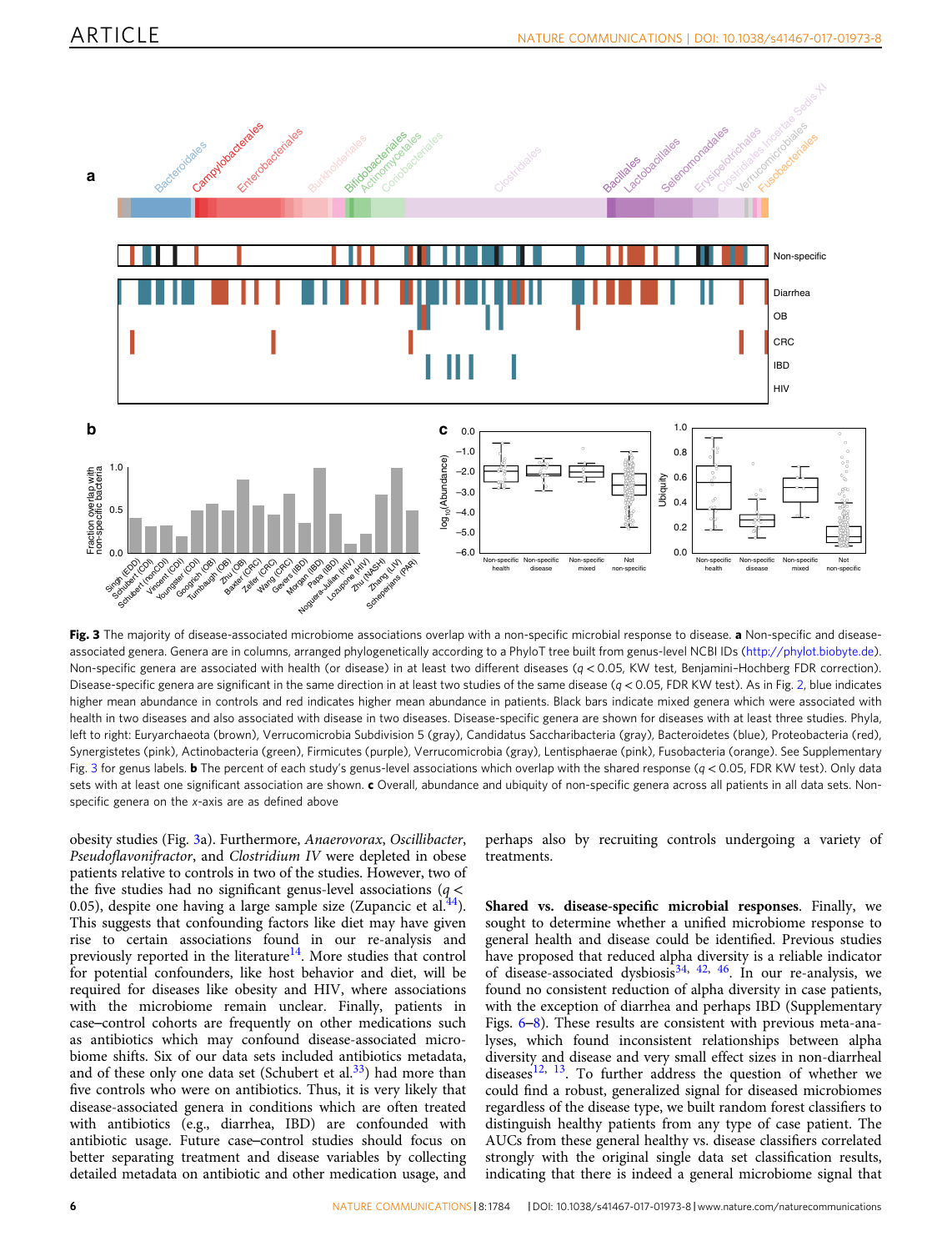**Fig. 3** The majority of disease-associated microbiome associations overlap with a non-specific microbial response to disease. **a** Non-specific and disease-associated genera. Genera are in columns, arranged phylogenetically according to a PhyloT tree built from genus-level NCBI IDs (http://phylot.biobyte.de). Non-specific genera are associated with health (or disease) in at least two different diseases ($q < 0.05$, KW test, Benjamini–Hochberg FDR correction). Disease-specific genera are significant in the same direction in at least two studies of the same disease ($q < 0.05$, FDR KW test). As in Fig. 2, blue indicates higher mean abundance in controls and red indicates higher mean abundance in patients. Black bars indicate mixed genera which were associated with health in two diseases and also associated with disease in two diseases. Disease-specific genera are shown for diseases with at least three studies. Phyla, left to right: Euryarchaeota (brown), Verrucomicrobia Subdivision 5 (gray), Candidatus Saccharibacteria (gray), Bacteroidetes (blue), Proteobacteria (red), Synergistetes (pink), Actinobacteria (green), Firmicutes (purple), Verrucomicrobia (gray), Lentisphaerae (pink), Fusobacteria (orange). See Supplementary Fig. 3 for genus labels. **b** The percent of each study's genus-level associations which overlap with the shared response ($q < 0.05$, FDR KW test). Only data sets with at least one significant association are shown. **c** Overall, abundance and ubiquity of non-specific genera across all patients in all data sets. Non-specific genera on the *x*-axis are as defined above

obesity studies (Fig. 3a). Furthermore, *Anaerovorax*, *Oscillibacter*, *Pseudoflavonifractor*, and *Clostridium IV* were depleted in obese patients relative to controls in two of the studies. However, two of the five studies had no significant genus-level associations ($q < 0.05$), despite one having a large sample size (Zupancic et al.[44]). This suggests that confounding factors like diet may have given rise to certain associations found in our re-analysis and previously reported in the literature[14]. More studies that control for potential confounders, like host behavior and diet, will be required for diseases like obesity and HIV, where associations with the microbiome remain unclear. Finally, patients in case–control cohorts are frequently on other medications such as antibiotics which may confound disease-associated microbiome shifts. Six of our data sets included antibiotics metadata, and of these only one data set (Schubert et al.[33]) had more than five controls who were on antibiotics. Thus, it is very likely that disease-associated genera in conditions which are often treated with antibiotics (e.g., diarrhea, IBD) are confounded with antibiotic usage. Future case–control studies should focus on better separating treatment and disease variables by collecting detailed metadata on antibiotic and other medication usage, and perhaps also by recruiting controls undergoing a variety of treatments.

**Shared vs. disease-specific microbial responses**. Finally, we sought to determine whether a unified microbiome response to general health and disease could be identified. Previous studies have proposed that reduced alpha diversity is a reliable indicator of disease-associated dysbiosis[34, 42, 46]. In our re-analysis, we found no consistent reduction of alpha diversity in case patients, with the exception of diarrhea and perhaps IBD (Supplementary Figs. 6–8). These results are consistent with previous meta-analyses, which found inconsistent relationships between alpha diversity and disease and very small effect sizes in non-diarrheal diseases[12, 13]. To further address the question of whether we could find a robust, generalized signal for diseased microbiomes regardless of the disease type, we built random forest classifiers to distinguish healthy patients from any type of case patient. The AUCs from these general healthy vs. disease classifiers correlated strongly with the original single data set classification results, indicating that there is indeed a general microbiome signal that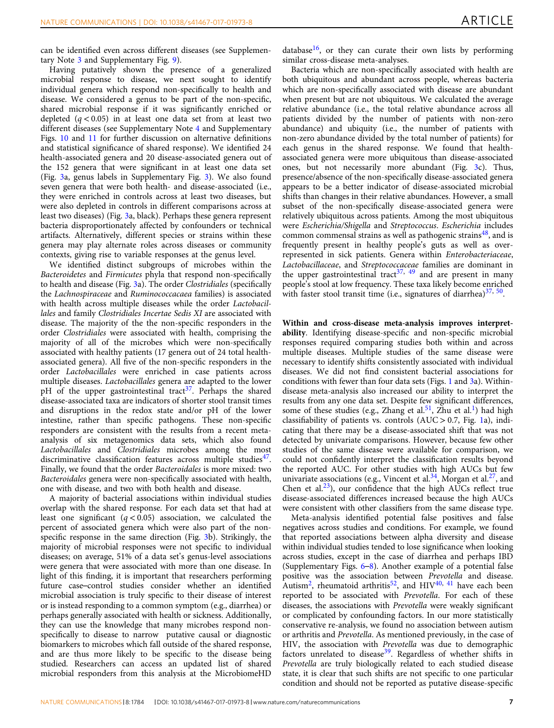can be identified even across different diseases (see Supplementary Note 3 and Supplementary Fig. 9).

Having putatively shown the presence of a generalized microbial response to disease, we next sought to identify individual genera which respond non-specifically to health and disease. We considered a genus to be part of the non-specific, shared microbial response if it was significantly enriched or depleted ($q < 0.05$) in at least one data set from at least two different diseases (see Supplementary Note 4 and Supplementary Figs. 10 and 11 for further discussion on alternative definitions and statistical significance of shared response). We identified 24 health-associated genera and 20 disease-associated genera out of the 152 genera that were significant in at least one data set (Fig. 3a, genus labels in Supplementary Fig. 3). We also found seven genera that were both health- and disease-associated (i.e., they were enriched in controls across at least two diseases, but were also depleted in controls in different comparisons across at least two diseases) (Fig. 3a, black). Perhaps these genera represent bacteria disproportionately affected by confounders or technical artifacts. Alternatively, different species or strains within these genera may play alternate roles across diseases or community contexts, giving rise to variable responses at the genus level.

We identified distinct subgroups of microbes within the *Bacteroidetes* and *Firmicutes* phyla that respond non-specifically to health and disease (Fig. 3a). The order *Clostridiales* (specifically the *Lachnospiraceae* and *Ruminococcacaea* families) is associated with health across multiple diseases while the order *Lactobacillales* and family *Clostridiales Incertae Sedis XI* are associated with disease. The majority of the the non-specific responders in the order *Clostridiales* were associated with health, comprising the majority of all of the microbes which were non-specifically associated with healthy patients (17 genera out of 24 total health-associated genera). All five of the non-specific responders in the order *Lactobacillales* were enriched in case patients across multiple diseases. *Lactobacillales* genera are adapted to the lower pH of the upper gastrointestinal tract[37]. Perhaps the shared disease-associated taxa are indicators of shorter stool transit times and disruptions in the redox state and/or pH of the lower intestine, rather than specific pathogens. These non-specific responders are consistent with the results from a recent meta-analysis of six metagenomics data sets, which also found *Lactobacillales* and *Clostridiales* microbes among the most discriminative classification features across multiple studies[47]. Finally, we found that the order *Bacteroidales* is more mixed: two *Bacteroidales* genera were non-specifically associated with health, one with disease, and two with both health and disease.

A majority of bacterial associations within individual studies overlap with the shared response. For each data set that had at least one significant ($q < 0.05$) association, we calculated the percent of associated genera which were also part of the non-specific response in the same direction (Fig. 3b). Strikingly, the majority of microbial responses were not specific to individual diseases; on average, 51% of a data set's genus-level associations were genera that were associated with more than one disease. In light of this finding, it is important that researchers performing future case–control studies consider whether an identified microbial association is truly specific to their disease of interest or is instead responding to a common symptom (e.g., diarrhea) or perhaps generally associated with health or sickness. Additionally, they can use the knowledge that many microbes respond non-specifically to disease to narrow putative causal or diagnostic biomarkers to microbes which fall outside of the shared response, and are thus more likely to be specific to the disease being studied. Researchers can access an updated list of shared microbial responders from this analysis at the MicrobiomeHD database[16], or they can curate their own lists by performing similar cross-disease meta-analyses.

Bacteria which are non-specifically associated with health are both ubiquitous and abundant across people, whereas bacteria which are non-specifically associated with disease are abundant when present but are not ubiquitous. We calculated the average relative abundance (i.e., the total relative abundance across all patients divided by the number of patients with non-zero abundance) and ubiquity (i.e., the number of patients with non-zero abundance divided by the total number of patients) for each genus in the shared response. We found that health-associated genera were more ubiquitous than disease-associated ones, but not necessarily more abundant (Fig. 3c). Thus, presence/absence of the non-specifically disease-associated genera appears to be a better indicator of disease-associated microbial shifts than changes in their relative abundances. However, a small subset of the non-specifically disease-associated genera were relatively ubiquitous across patients. Among the most ubiquitous were *Escherichia/Shigella* and *Streptococcus*. *Escherichia* includes common commensal strains as well as pathogenic strains[48], and is frequently present in healthy people's guts as well as over-represented in sick patients. Genera within *Enterobacteriaceae*, *Lactobacillaceae*, and *Streptococcaceae* families are dominant in the upper gastrointestinal tract[37, 49] and are present in many people's stool at low frequency. These taxa likely become enriched with faster stool transit time (i.e., signatures of diarrhea)[37, 50].

**Within and cross-disease meta-analysis improves interpretability**. Identifying disease-specific and non-specific microbial responses required comparing studies both within and across multiple diseases. Multiple studies of the same disease were necessary to identify shifts consistently associated with individual diseases. We did not find consistent bacterial associations for conditions with fewer than four data sets (Figs. 1 and 3a). Within-disease meta-analysis also increased our ability to interpret the results from any one data set. Despite few significant differences, some of these studies (e.g., Zhang et al.[51], Zhu et al.[1]) had high classifiability of patients vs. controls (AUC > 0.7, Fig. 1a), indicating that there may be a disease-associated shift that was not detected by univariate comparisons. However, because few other studies of the same disease were available for comparison, we could not confidently interpret the classification results beyond the reported AUC. For other studies with high AUCs but few univariate associations (e.g., Vincent et al.[34], Morgan et al.[27], and Chen et al.[23]), our confidence that the high AUCs reflect true disease-associated differences increased because the high AUCs were consistent with other classifiers from the same disease type.

Meta-analysis identified potential false positives and false negatives across studies and conditions. For example, we found that reported associations between alpha diversity and disease within individual studies tended to lose significance when looking across studies, except in the case of diarrhea and perhaps IBD (Supplementary Figs. 6–8). Another example of a potential false positive was the association between *Prevotella* and disease. Autism[2], rheumatoid arthritis[52], and HIV[40, 41] have each been reported to be associated with *Prevotella*. For each of these diseases, the associations with *Prevotella* were weakly significant or complicated by confounding factors. In our more statistically conservative re-analysis, we found no association between autism or arthritis and *Prevotella*. As mentioned previously, in the case of HIV, the association with *Prevotella* was due to demographic factors unrelated to disease[39]. Regardless of whether shifts in *Prevotella* are truly biologically related to each studied disease state, it is clear that such shifts are not specific to one particular condition and should not be reported as putative disease-specific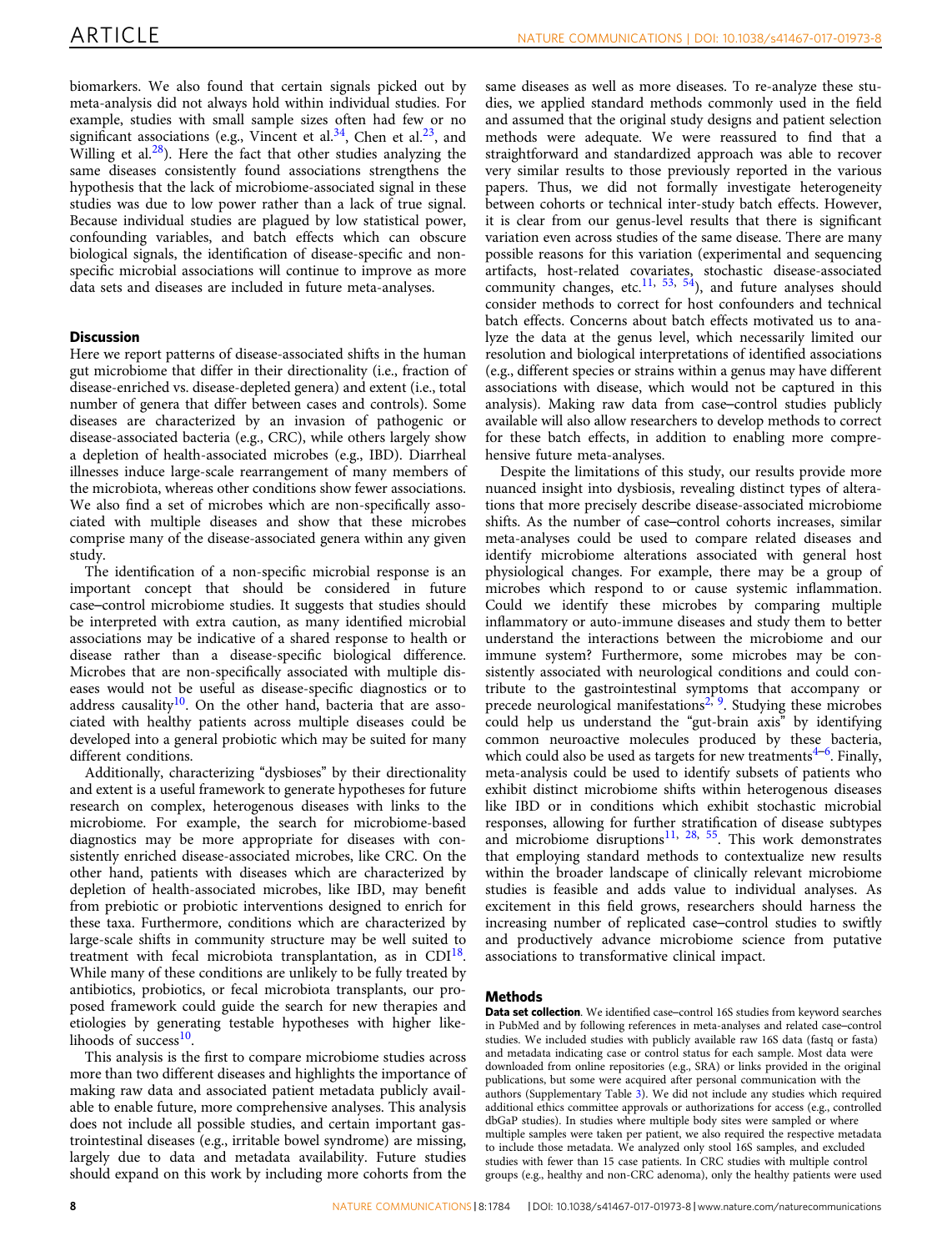biomarkers. We also found that certain signals picked out by meta-analysis did not always hold within individual studies. For example, studies with small sample sizes often had few or no significant associations (e.g., Vincent et al.[34], Chen et al.[23], and Willing et al.[28]). Here the fact that other studies analyzing the same diseases consistently found associations strengthens the hypothesis that the lack of microbiome-associated signal in these studies was due to low power rather than a lack of true signal. Because individual studies are plagued by low statistical power, confounding variables, and batch effects which can obscure biological signals, the identification of disease-specific and non-specific microbial associations will continue to improve as more data sets and diseases are included in future meta-analyses.

## Discussion

Here we report patterns of disease-associated shifts in the human gut microbiome that differ in their directionality (i.e., fraction of disease-enriched vs. disease-depleted genera) and extent (i.e., total number of genera that differ between cases and controls). Some diseases are characterized by an invasion of pathogenic or disease-associated bacteria (e.g., CRC), while others largely show a depletion of health-associated microbes (e.g., IBD). Diarrheal illnesses induce large-scale rearrangement of many members of the microbiota, whereas other conditions show fewer associations. We also find a set of microbes which are non-specifically associated with multiple diseases and show that these microbes comprise many of the disease-associated genera within any given study.

The identification of a non-specific microbial response is an important concept that should be considered in future case–control microbiome studies. It suggests that studies should be interpreted with extra caution, as many identified microbial associations may be indicative of a shared response to health or disease rather than a disease-specific biological difference. Microbes that are non-specifically associated with multiple diseases would not be useful as disease-specific diagnostics or to address causality[10]. On the other hand, bacteria that are associated with healthy patients across multiple diseases could be developed into a general probiotic which may be suited for many different conditions.

Additionally, characterizing "dysbioses" by their directionality and extent is a useful framework to generate hypotheses for future research on complex, heterogenous diseases with links to the microbiome. For example, the search for microbiome-based diagnostics may be more appropriate for diseases with consistently enriched disease-associated microbes, like CRC. On the other hand, patients with diseases which are characterized by depletion of health-associated microbes, like IBD, may benefit from prebiotic or probiotic interventions designed to enrich for these taxa. Furthermore, conditions which are characterized by large-scale shifts in community structure may be well suited to treatment with fecal microbiota transplantation, as in CDI[18]. While many of these conditions are unlikely to be fully treated by antibiotics, probiotics, or fecal microbiota transplants, our proposed framework could guide the search for new therapies and etiologies by generating testable hypotheses with higher likelihoods of success[10].

This analysis is the first to compare microbiome studies across more than two different diseases and highlights the importance of making raw data and associated patient metadata publicly available to enable future, more comprehensive analyses. This analysis does not include all possible studies, and certain important gastrointestinal diseases (e.g., irritable bowel syndrome) are missing, largely due to data and metadata availability. Future studies should expand on this work by including more cohorts from the same diseases as well as more diseases. To re-analyze these studies, we applied standard methods commonly used in the field and assumed that the original study designs and patient selection methods were adequate. We were reassured to find that a straightforward and standardized approach was able to recover very similar results to those previously reported in the various papers. Thus, we did not formally investigate heterogeneity between cohorts or technical inter-study batch effects. However, it is clear from our genus-level results that there is significant variation even across studies of the same disease. There are many possible reasons for this variation (experimental and sequencing artifacts, host-related covariates, stochastic disease-associated community changes, etc.[11, 53, 54]), and future analyses should consider methods to correct for host confounders and technical batch effects. Concerns about batch effects motivated us to analyze the data at the genus level, which necessarily limited our resolution and biological interpretations of identified associations (e.g., different species or strains within a genus may have different associations with disease, which would not be captured in this analysis). Making raw data from case–control studies publicly available will also allow researchers to develop methods to correct for these batch effects, in addition to enabling more comprehensive future meta-analyses.

Despite the limitations of this study, our results provide more nuanced insight into dysbiosis, revealing distinct types of alterations that more precisely describe disease-associated microbiome shifts. As the number of case–control cohorts increases, similar meta-analyses could be used to compare related diseases and identify microbiome alterations associated with general host physiological changes. For example, there may be a group of microbes which respond to or cause systemic inflammation. Could we identify these microbes by comparing multiple inflammatory or auto-immune diseases and study them to better understand the interactions between the microbiome and our immune system? Furthermore, some microbes may be consistently associated with neurological conditions and could contribute to the gastrointestinal symptoms that accompany or precede neurological manifestations[2, 9]. Studying these microbes could help us understand the "gut-brain axis" by identifying common neuroactive molecules produced by these bacteria, which could also be used as targets for new treatments[4–6]. Finally, meta-analysis could be used to identify subsets of patients who exhibit distinct microbiome shifts within heterogenous diseases like IBD or in conditions which exhibit stochastic microbial responses, allowing for further stratification of disease subtypes and microbiome disruptions[11, 28, 55]. This work demonstrates that employing standard methods to contextualize new results within the broader landscape of clinically relevant microbiome studies is feasible and adds value to individual analyses. As excitement in this field grows, researchers should harness the increasing number of replicated case–control studies to swiftly and productively advance microbiome science from putative associations to transformative clinical impact.

## Methods

**Data set collection**. We identified case–control 16S studies from keyword searches in PubMed and by following references in meta-analyses and related case–control studies. We included studies with publicly available raw 16S data (fastq or fasta) and metadata indicating case or control status for each sample. Most data were downloaded from online repositories (e.g., SRA) or links provided in the original publications, but some were acquired after personal communication with the authors (Supplementary Table 3). We did not include any studies which required additional ethics committee approvals or authorizations for access (e.g., controlled dbGaP studies). In studies where multiple body sites were sampled or where multiple samples were taken per patient, we also required the respective metadata to include those metadata. We analyzed only stool 16S samples, and excluded studies with fewer than 15 case patients. In CRC studies with multiple control groups (e.g., healthy and non-CRC adenoma), only the healthy patients were used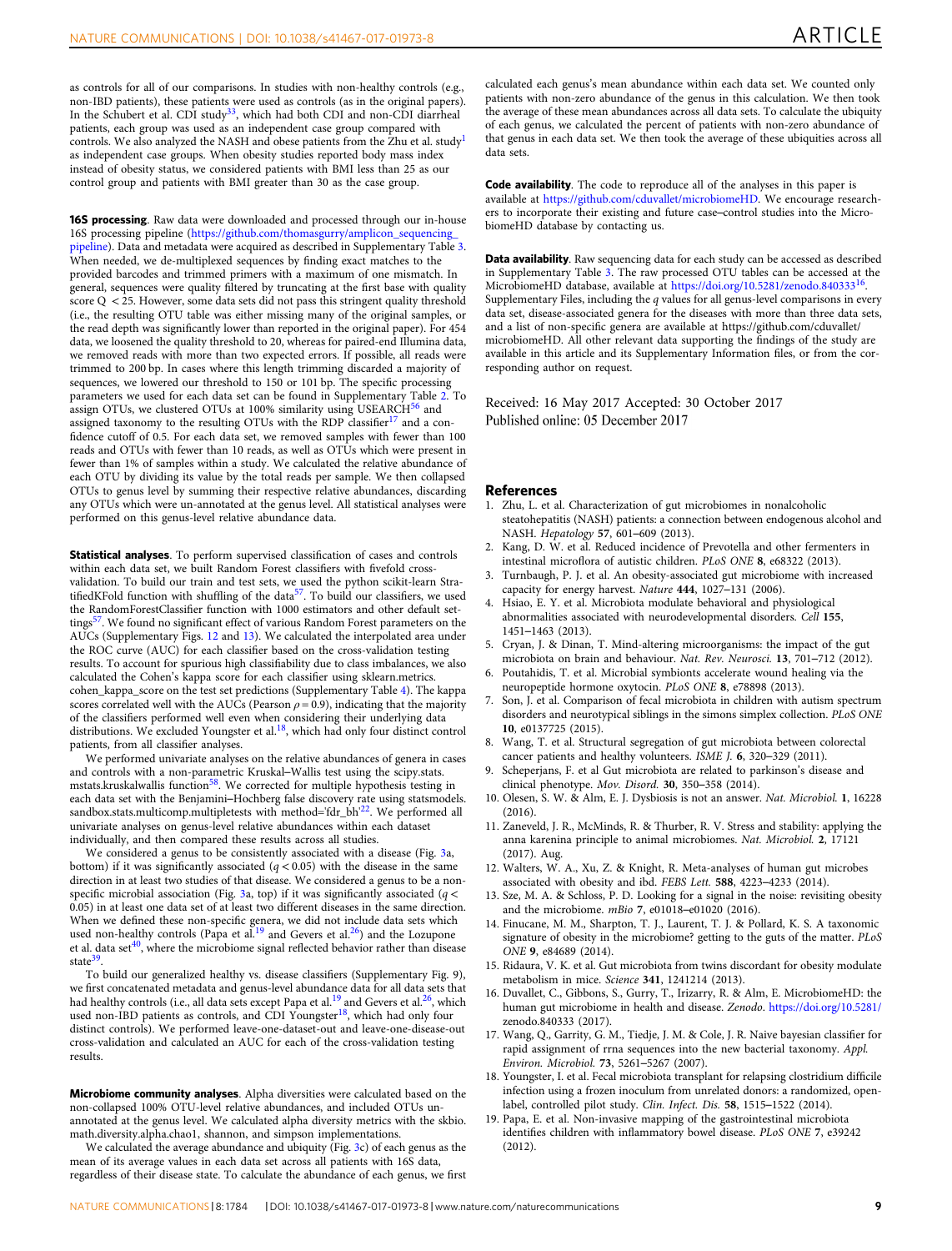as controls for all of our comparisons. In studies with non-healthy controls (e.g., non-IBD patients), these patients were used as controls (as in the original papers). In the Schubert et al. CDI study[33], which had both CDI and non-CDI diarrheal patients, each group was used as an independent case group compared with controls. We also analyzed the NASH and obese patients from the Zhu et al. study[1] as independent case groups. When obesity studies reported body mass index instead of obesity status, we considered patients with BMI less than 25 as our control group and patients with BMI greater than 30 as the case group.

**16S processing**. Raw data were downloaded and processed through our in-house 16S processing pipeline (https://github.com/thomasgurry/amplicon_sequencing_pipeline). Data and metadata were acquired as described in Supplementary Table 3. When needed, we de-multiplexed sequences by finding exact matches to the provided barcodes and trimmed primers with a maximum of one mismatch. In general, sequences were quality filtered by truncating at the first base with quality score Q < 25. However, some data sets did not pass this stringent quality threshold (i.e., the resulting OTU table was either missing many of the original samples, or the read depth was significantly lower than reported in the original paper). For 454 data, we loosened the quality threshold to 20, whereas for paired-end Illumina data, we removed reads with more than two expected errors. If possible, all reads were trimmed to 200 bp. In cases where this length trimming discarded a majority of sequences, we lowered our threshold to 150 or 101 bp. The specific processing parameters we used for each data set can be found in Supplementary Table 2. To assign OTUs, we clustered OTUs at 100% similarity using USEARCH[56] and assigned taxonomy to the resulting OTUs with the RDP classifier[17] and a confidence cutoff of 0.5. For each data set, we removed samples with fewer than 100 reads and OTUs with fewer than 10 reads, as well as OTUs which were present in fewer than 1% of samples within a study. We calculated the relative abundance of each OTU by dividing its value by the total reads per sample. We then collapsed OTUs to genus level by summing their respective relative abundances, discarding any OTUs which were un-annotated at the genus level. All statistical analyses were performed on this genus-level relative abundance data.

**Statistical analyses**. To perform supervised classification of cases and controls within each data set, we built Random Forest classifiers with fivefold cross-validation. To build our train and test sets, we used the python scikit-learn StratifiedKFold function with shuffling of the data[57]. To build our classifiers, we used the RandomForestClassifier function with 1000 estimators and other default settings[57]. We found no significant effect of various Random Forest parameters on the AUCs (Supplementary Figs. 12 and 13). We calculated the interpolated area under the ROC curve (AUC) for each classifier based on the cross-validation testing results. To account for spurious high classifiability due to class imbalances, we also calculated the Cohen's kappa score for each classifier using sklearn.metrics.cohen_kappa_score on the test set predictions (Supplementary Table 4). The kappa scores correlated well with the AUCs (Pearson $\rho = 0.9$), indicating that the majority of the classifiers performed well even when considering their underlying data distributions. We excluded Youngster et al.[18], which had only four distinct control patients, from all classifier analyses.

We performed univariate analyses on the relative abundances of genera in cases and controls with a non-parametric Kruskal–Wallis test using the scipy.stats.mstats.kruskalwallis function[58]. We corrected for multiple hypothesis testing in each data set with the Benjamini–Hochberg false discovery rate using statsmodels.sandbox.stats.multicomp.multipletests with method='fdr_bh'[22]. We performed all univariate analyses on genus-level relative abundances within each dataset individually, and then compared these results across all studies.

We considered a genus to be consistently associated with a disease (Fig. 3a, bottom) if it was significantly associated ($q < 0.05$) with the disease in the same direction in at least two studies of that disease. We considered a genus to be a non-specific microbial association (Fig. 3a, top) if it was significantly associated ($q < 0.05$) in at least one data set of at least two different diseases in the same direction. When we defined these non-specific genera, we did not include data sets which used non-healthy controls (Papa et al.[19] and Gevers et al.[26]) and the Lozupone et al. data set[40], where the microbiome signal reflected behavior rather than disease state[39].

To build our generalized healthy vs. disease classifiers (Supplementary Fig. 9), we first concatenated metadata and genus-level abundance data for all data sets that had healthy controls (i.e., all data sets except Papa et al.[19] and Gevers et al.[26], which used non-IBD patients as controls, and CDI Youngster[18], which had only four distinct controls). We performed leave-one-dataset-out and leave-one-disease-out cross-validation and calculated an AUC for each of the cross-validation testing results.

**Microbiome community analyses**. Alpha diversities were calculated based on the non-collapsed 100% OTU-level relative abundances, and included OTUs un-annotated at the genus level. We calculated alpha diversity metrics with the skbio.math.diversity.alpha.chao1, shannon, and simpson implementations.

We calculated the average abundance and ubiquity (Fig. 3c) of each genus as the mean of its average values in each data set across all patients with 16S data, regardless of their disease state. To calculate the abundance of each genus, we first calculated each genus's mean abundance within each data set. We counted only patients with non-zero abundance of the genus in this calculation. We then took the average of these mean abundances across all data sets. To calculate the ubiquity of each genus, we calculated the percent of patients with non-zero abundance of that genus in each data set. We then took the average of these ubiquities across all data sets.

**Code availability**. The code to reproduce all of the analyses in this paper is available at https://github.com/cduvallet/microbiomeHD. We encourage researchers to incorporate their existing and future case–control studies into the MicrobiomeHD database by contacting us.

**Data availability**. Raw sequencing data for each study can be accessed as described in Supplementary Table 3. The raw processed OTU tables can be accessed at the MicrobiomeHD database, available at https://doi.org/10.5281/zenodo.840333[16]. Supplementary Files, including the $q$ values for all genus-level comparisons in every data set, disease-associated genera for the diseases with more than three data sets, and a list of non-specific genera are available at https://github.com/cduvallet/microbiomeHD. All other relevant data supporting the findings of the study are available in this article and its Supplementary Information files, or from the corresponding author on request.

Received: 16 May 2017 Accepted: 30 October 2017
Published online: 05 December 2017

## References

1. Zhu, L. et al. Characterization of gut microbiomes in nonalcoholic steatohepatitis (NASH) patients: a connection between endogenous alcohol and NASH. *Hepatology* **57**, 601–609 (2013).
2. Kang, D. W. et al. Reduced incidence of Prevotella and other fermenters in intestinal microflora of autistic children. *PLoS ONE* **8**, e68322 (2013).
3. Turnbaugh, P. J. et al. An obesity-associated gut microbiome with increased capacity for energy harvest. *Nature* **444**, 1027–131 (2006).
4. Hsiao, E. Y. et al. Microbiota modulate behavioral and physiological abnormalities associated with neurodevelopmental disorders. *Cell* **155**, 1451–1463 (2013).
5. Cryan, J. & Dinan, T. Mind-altering microorganisms: the impact of the gut microbiota on brain and behaviour. *Nat. Rev. Neurosci.* **13**, 701–712 (2012).
6. Poutahidis, T. et al. Microbial symbionts accelerate wound healing via the neuropeptide hormone oxytocin. *PLoS ONE* **8**, e78898 (2013).
7. Son, J. et al. Comparison of fecal microbiota in children with autism spectrum disorders and neurotypical siblings in the simons simplex collection. *PLoS ONE* **10**, e0137725 (2015).
8. Wang, T. et al. Structural segregation of gut microbiota between colorectal cancer patients and healthy volunteers. *ISME J.* **6**, 320–329 (2011).
9. Scheperjans, F. et al Gut microbiota are related to parkinson's disease and clinical phenotype. *Mov. Disord.* **30**, 350–358 (2014).
10. Olesen, S. W. & Alm, E. J. Dysbiosis is not an answer. *Nat. Microbiol.* **1**, 16228 (2016).
11. Zaneveld, J. R., McMinds, R. & Thurber, R. V. Stress and stability: applying the anna karenina principle to animal microbiomes. *Nat. Microbiol.* **2**, 17121 (2017). Aug.
12. Walters, W. A., Xu, Z. & Knight, R. Meta-analyses of human gut microbes associated with obesity and ibd. *FEBS Lett.* **588**, 4223–4233 (2014).
13. Sze, M. A. & Schloss, P. D. Looking for a signal in the noise: revisiting obesity and the microbiome. *mBio* **7**, e01018–e01020 (2016).
14. Finucane, M. M., Sharpton, T. J., Laurent, T. J. & Pollard, K. S. A taxonomic signature of obesity in the microbiome? getting to the guts of the matter. *PLoS ONE* **9**, e84689 (2014).
15. Ridaura, V. K. et al. Gut microbiota from twins discordant for obesity modulate metabolism in mice. *Science* **341**, 1241214 (2013).
16. Duvallet, C., Gibbons, S., Gurry, T., Irizarry, R. & Alm, E. MicrobiomeHD: the human gut microbiome in health and disease. *Zenodo*. https://doi.org/10.5281/zenodo.840333 (2017).
17. Wang, Q., Garrity, G. M., Tiedje, J. M. & Cole, J. R. Naive bayesian classifier for rapid assignment of rrna sequences into the new bacterial taxonomy. *Appl. Environ. Microbiol.* **73**, 5261–5267 (2007).
18. Youngster, I. et al. Fecal microbiota transplant for relapsing clostridium difficile infection using a frozen inoculum from unrelated donors: a randomized, open-label, controlled pilot study. *Clin. Infect. Dis.* **58**, 1515–1522 (2014).
19. Papa, E. et al. Non-invasive mapping of the gastrointestinal microbiota identifies children with inflammatory bowel disease. *PLoS ONE* **7**, e39242 (2012).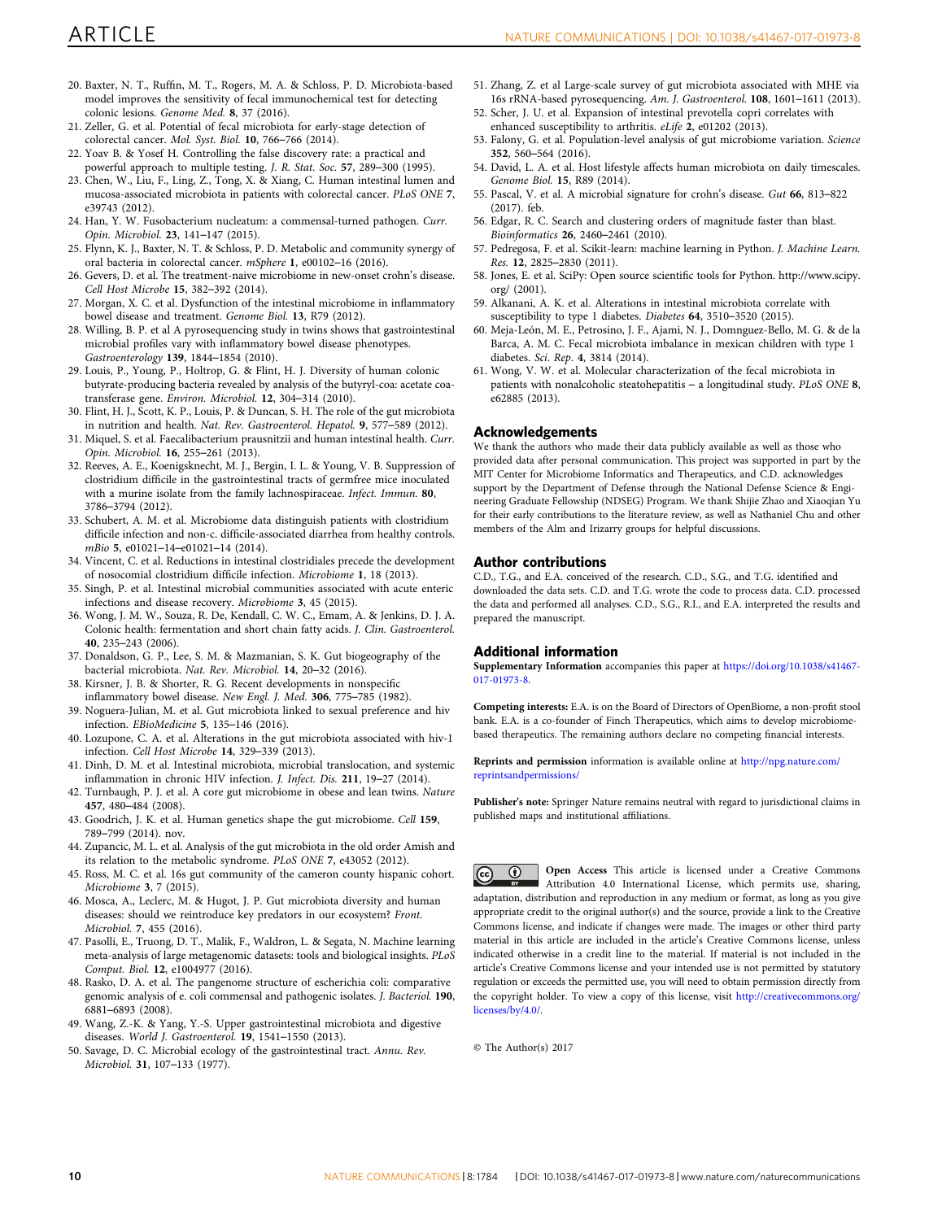20. Baxter, N. T., Ruffin, M. T., Rogers, M. A. & Schloss, P. D. Microbiota-based model improves the sensitivity of fecal immunochemical test for detecting colonic lesions. *Genome Med.* **8**, 37 (2016).
21. Zeller, G. et al. Potential of fecal microbiota for early-stage detection of colorectal cancer. *Mol. Syst. Biol.* **10**, 766–766 (2014).
22. Yoav B. & Yosef H. Controlling the false discovery rate: a practical and powerful approach to multiple testing. *J. R. Stat. Soc.* **57**, 289–300 (1995).
23. Chen, W., Liu, F., Ling, Z., Tong, X. & Xiang, C. Human intestinal lumen and mucosa-associated microbiota in patients with colorectal cancer. *PLoS ONE* **7**, e39743 (2012).
24. Han, Y. W. Fusobacterium nucleatum: a commensal-turned pathogen. *Curr. Opin. Microbiol.* **23**, 141–147 (2015).
25. Flynn, K. J., Baxter, N. T. & Schloss, P. D. Metabolic and community synergy of oral bacteria in colorectal cancer. *mSphere* **1**, e00102–16 (2016).
26. Gevers, D. et al. The treatment-naive microbiome in new-onset crohn's disease. *Cell Host Microbe* **15**, 382–392 (2014).
27. Morgan, X. C. et al. Dysfunction of the intestinal microbiome in inflammatory bowel disease and treatment. *Genome Biol.* **13**, R79 (2012).
28. Willing, B. P. et al A pyrosequencing study in twins shows that gastrointestinal microbial profiles vary with inflammatory bowel disease phenotypes. *Gastroenterology* **139**, 1844–1854 (2010).
29. Louis, P., Young, P., Holtrop, G. & Flint, H. J. Diversity of human colonic butyrate-producing bacteria revealed by analysis of the butyryl-coa: acetate coa-transferase gene. *Environ. Microbiol.* **12**, 304–314 (2010).
30. Flint, H. J., Scott, K. P., Louis, P. & Duncan, S. H. The role of the gut microbiota in nutrition and health. *Nat. Rev. Gastroenterol. Hepatol.* **9**, 577–589 (2012).
31. Miquel, S. et al. Faecalibacterium prausnitzii and human intestinal health. *Curr. Opin. Microbiol.* **16**, 255–261 (2013).
32. Reeves, A. E., Koenigsknecht, M. J., Bergin, I. L. & Young, V. B. Suppression of clostridium difficile in the gastrointestinal tracts of germfree mice inoculated with a murine isolate from the family lachnospiraceae. *Infect. Immun.* **80**, 3786–3794 (2012).
33. Schubert, A. M. et al. Microbiome data distinguish patients with clostridium difficile infection and non-c. difficile-associated diarrhea from healthy controls. *mBio* **5**, e01021–14–e01021–14 (2014).
34. Vincent, C. et al. Reductions in intestinal clostridiales precede the development of nosocomial clostridium difficile infection. *Microbiome* **1**, 18 (2013).
35. Singh, P. et al. Intestinal microbial communities associated with acute enteric infections and disease recovery. *Microbiome* **3**, 45 (2015).
36. Wong, J. M. W., Souza, R. De, Kendall, C. W. C., Emam, A. & Jenkins, D. J. A. Colonic health: fermentation and short chain fatty acids. *J. Clin. Gastroenterol.* **40**, 235–243 (2006).
37. Donaldson, G. P., Lee, S. M. & Mazmanian, S. K. Gut biogeography of the bacterial microbiota. *Nat. Rev. Microbiol.* **14**, 20–32 (2016).
38. Kirsner, J. B. & Shorter, R. G. Recent developments in nonspecific inflammatory bowel disease. *New Engl. J. Med.* **306**, 775–785 (1982).
39. Noguera-Julian, M. et al. Gut microbiota linked to sexual preference and hiv infection. *EBioMedicine* **5**, 135–146 (2016).
40. Lozupone, C. A. et al. Alterations in the gut microbiota associated with hiv-1 infection. *Cell Host Microbe* **14**, 329–339 (2013).
41. Dinh, D. M. et al. Intestinal microbiota, microbial translocation, and systemic inflammation in chronic HIV infection. *J. Infect. Dis.* **211**, 19–27 (2014).
42. Turnbaugh, P. J. et al. A core gut microbiome in obese and lean twins. *Nature* **457**, 480–484 (2008).
43. Goodrich, J. K. et al. Human genetics shape the gut microbiome. *Cell* **159**, 789–799 (2014). nov.
44. Zupancic, M. L. et al. Analysis of the gut microbiota in the old order Amish and its relation to the metabolic syndrome. *PLoS ONE* **7**, e43052 (2012).
45. Ross, M. C. et al. 16s gut community of the cameron county hispanic cohort. *Microbiome* **3**, 7 (2015).
46. Mosca, A., Leclerc, M. & Hugot, J. P. Gut microbiota diversity and human diseases: should we reintroduce key predators in our ecosystem? *Front. Microbiol.* **7**, 455 (2016).
47. Pasolli, E., Truong, D. T., Malik, F., Waldron, L. & Segata, N. Machine learning meta-analysis of large metagenomic datasets: tools and biological insights. *PLoS Comput. Biol.* **12**, e1004977 (2016).
48. Rasko, D. A. et al. The pangenome structure of escherichia coli: comparative genomic analysis of e. coli commensal and pathogenic isolates. *J. Bacteriol.* **190**, 6881–6893 (2008).
49. Wang, Z.-K. & Yang, Y.-S. Upper gastrointestinal microbiota and digestive diseases. *World J. Gastroenterol.* **19**, 1541–1550 (2013).
50. Savage, D. C. Microbial ecology of the gastrointestinal tract. *Annu. Rev. Microbiol.* **31**, 107–133 (1977).
51. Zhang, Z. et al Large-scale survey of gut microbiota associated with MHE via 16s rRNA-based pyrosequencing. *Am. J. Gastroenterol.* **108**, 1601–1611 (2013).
52. Scher, J. U. et al. Expansion of intestinal prevotella copri correlates with enhanced susceptibility to arthritis. *eLife* **2**, e01202 (2013).
53. Falony, G. et al. Population-level analysis of gut microbiome variation. *Science* **352**, 560–564 (2016).
54. David, L. A. et al. Host lifestyle affects human microbiota on daily timescales. *Genome Biol.* **15**, R89 (2014).
55. Pascal, V. et al. A microbial signature for crohn's disease. *Gut* **66**, 813–822 (2017). feb.
56. Edgar, R. C. Search and clustering orders of magnitude faster than blast. *Bioinformatics* **26**, 2460–2461 (2010).
57. Pedregosa, F. et al. Scikit-learn: machine learning in Python. *J. Machine Learn. Res.* **12**, 2825–2830 (2011).
58. Jones, E. et al. SciPy: Open source scientific tools for Python. http://www.scipy.org/ (2001).
59. Alkanani, A. K. et al. Alterations in intestinal microbiota correlate with susceptibility to type 1 diabetes. *Diabetes* **64**, 3510–3520 (2015).
60. Meja-León, M. E., Petrosino, J. F., Ajami, N. J., Domnguez-Bello, M. G. & de la Barca, A. M. C. Fecal microbiota imbalance in mexican children with type 1 diabetes. *Sci. Rep.* **4**, 3814 (2014).
61. Wong, V. W. et al. Molecular characterization of the fecal microbiota in patients with nonalcoholic steatohepatitis – a longitudinal study. *PLoS ONE* **8**, e62885 (2013).

## Acknowledgements

We thank the authors who made their data publicly available as well as those who provided data after personal communication. This project was supported in part by the MIT Center for Microbiome Informatics and Therapeutics, and C.D. acknowledges support by the Department of Defense through the National Defense Science & Engineering Graduate Fellowship (NDSEG) Program. We thank Shijie Zhao and Xiaoqian Yu for their early contributions to the literature review, as well as Nathaniel Chu and other members of the Alm and Irizarry groups for helpful discussions.

## Author contributions

C.D., T.G., and E.A. conceived of the research. C.D., S.G., and T.G. identified and downloaded the data sets. C.D. and T.G. wrote the code to process data. C.D. processed the data and performed all analyses. C.D., S.G., R.I., and E.A. interpreted the results and prepared the manuscript.

## Additional information

**Supplementary Information** accompanies this paper at https://doi.org/10.1038/s41467-017-01973-8.

**Competing interests:** E.A. is on the Board of Directors of OpenBiome, a non-profit stool bank. E.A. is a co-founder of Finch Therapeutics, which aims to develop microbiome-based therapeutics. The remaining authors declare no competing financial interests.

**Reprints and permission** information is available online at http://npg.nature.com/reprintsandpermissions/

**Publisher's note:** Springer Nature remains neutral with regard to jurisdictional claims in published maps and institutional affiliations.

**Open Access** This article is licensed under a Creative Commons Attribution 4.0 International License, which permits use, sharing, adaptation, distribution and reproduction in any medium or format, as long as you give appropriate credit to the original author(s) and the source, provide a link to the Creative Commons license, and indicate if changes were made. The images or other third party material in this article are included in the article's Creative Commons license, unless indicated otherwise in a credit line to the material. If material is not included in the article's Creative Commons license and your intended use is not permitted by statutory regulation or exceeds the permitted use, you will need to obtain permission directly from the copyright holder. To view a copy of this license, visit http://creativecommons.org/licenses/by/4.0/.

© The Author(s) 2017